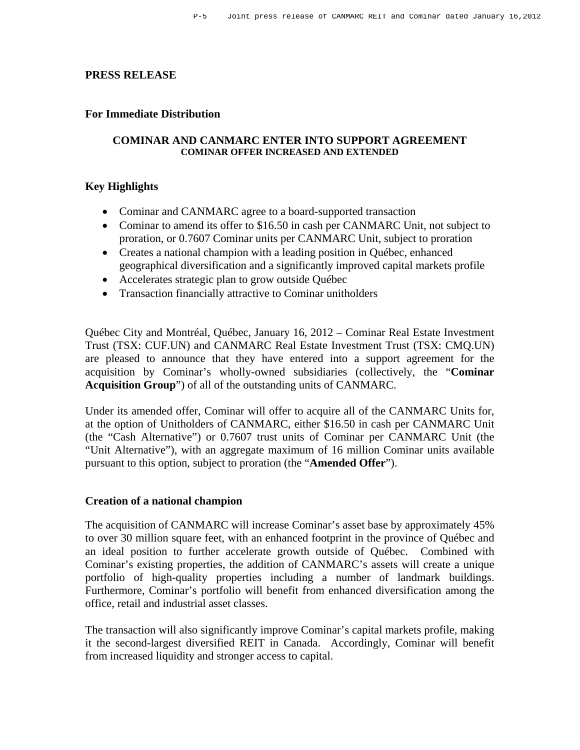**PRESS RELEASE**

**For Immediate Distribution**

# COMINAR AND CANMARC ENTER INTO SUPPORT AGREEMENT
## COMINAR OFFER INCREASED AND EXTENDED

**Key Highlights**

- Cominar and CANMARC agree to a board-supported transaction
- Cominar to amend its offer to $16.50 in cash per CANMARC Unit, not subject to proration, or 0.7607 Cominar units per CANMARC Unit, subject to proration
- Creates a national champion with a leading position in Québec, enhanced geographical diversification and a significantly improved capital markets profile
- Accelerates strategic plan to grow outside Québec
- Transaction financially attractive to Cominar unitholders

Québec City and Montréal, Québec, January 16, 2012 – Cominar Real Estate Investment Trust (TSX: CUF.UN) and CANMARC Real Estate Investment Trust (TSX: CMQ.UN) are pleased to announce that they have entered into a support agreement for the acquisition by Cominar's wholly-owned subsidiaries (collectively, the "**Cominar Acquisition Group**") of all of the outstanding units of CANMARC.

Under its amended offer, Cominar will offer to acquire all of the CANMARC Units for, at the option of Unitholders of CANMARC, either $16.50 in cash per CANMARC Unit (the "Cash Alternative") or 0.7607 trust units of Cominar per CANMARC Unit (the "Unit Alternative"), with an aggregate maximum of 16 million Cominar units available pursuant to this option, subject to proration (the "**Amended Offer**").

**Creation of a national champion**

The acquisition of CANMARC will increase Cominar's asset base by approximately 45% to over 30 million square feet, with an enhanced footprint in the province of Québec and an ideal position to further accelerate growth outside of Québec. Combined with Cominar's existing properties, the addition of CANMARC's assets will create a unique portfolio of high-quality properties including a number of landmark buildings. Furthermore, Cominar's portfolio will benefit from enhanced diversification among the office, retail and industrial asset classes.

The transaction will also significantly improve Cominar's capital markets profile, making it the second-largest diversified REIT in Canada. Accordingly, Cominar will benefit from increased liquidity and stronger access to capital.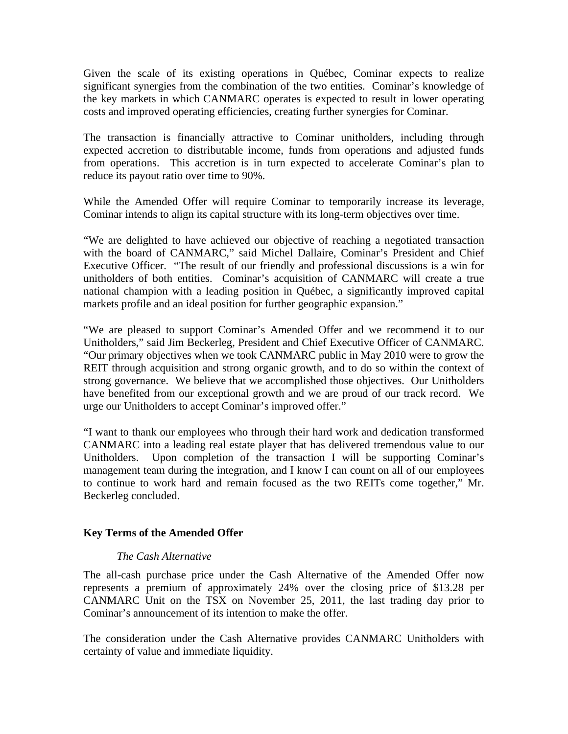Given the scale of its existing operations in Québec, Cominar expects to realize significant synergies from the combination of the two entities. Cominar's knowledge of the key markets in which CANMARC operates is expected to result in lower operating costs and improved operating efficiencies, creating further synergies for Cominar.

The transaction is financially attractive to Cominar unitholders, including through expected accretion to distributable income, funds from operations and adjusted funds from operations. This accretion is in turn expected to accelerate Cominar's plan to reduce its payout ratio over time to 90%.

While the Amended Offer will require Cominar to temporarily increase its leverage, Cominar intends to align its capital structure with its long-term objectives over time.

"We are delighted to have achieved our objective of reaching a negotiated transaction with the board of CANMARC," said Michel Dallaire, Cominar's President and Chief Executive Officer. "The result of our friendly and professional discussions is a win for unitholders of both entities. Cominar's acquisition of CANMARC will create a true national champion with a leading position in Québec, a significantly improved capital markets profile and an ideal position for further geographic expansion."

"We are pleased to support Cominar's Amended Offer and we recommend it to our Unitholders," said Jim Beckerleg, President and Chief Executive Officer of CANMARC. "Our primary objectives when we took CANMARC public in May 2010 were to grow the REIT through acquisition and strong organic growth, and to do so within the context of strong governance. We believe that we accomplished those objectives. Our Unitholders have benefited from our exceptional growth and we are proud of our track record. We urge our Unitholders to accept Cominar's improved offer."

"I want to thank our employees who through their hard work and dedication transformed CANMARC into a leading real estate player that has delivered tremendous value to our Unitholders. Upon completion of the transaction I will be supporting Cominar's management team during the integration, and I know I can count on all of our employees to continue to work hard and remain focused as the two REITs come together," Mr. Beckerleg concluded.

## Key Terms of the Amended Offer

*The Cash Alternative*

The all-cash purchase price under the Cash Alternative of the Amended Offer now represents a premium of approximately 24% over the closing price of $13.28 per CANMARC Unit on the TSX on November 25, 2011, the last trading day prior to Cominar's announcement of its intention to make the offer.

The consideration under the Cash Alternative provides CANMARC Unitholders with certainty of value and immediate liquidity.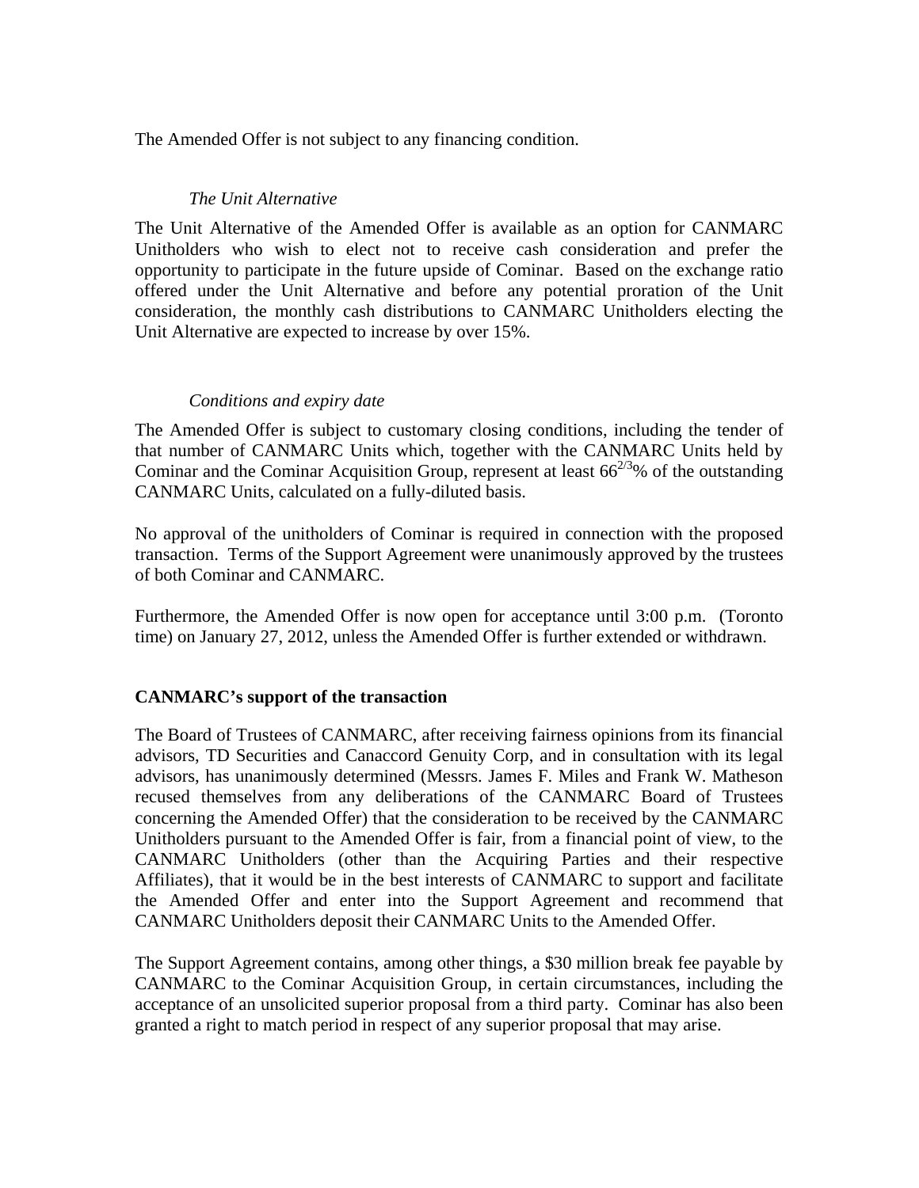The Amended Offer is not subject to any financing condition.

*The Unit Alternative*

The Unit Alternative of the Amended Offer is available as an option for CANMARC Unitholders who wish to elect not to receive cash consideration and prefer the opportunity to participate in the future upside of Cominar. Based on the exchange ratio offered under the Unit Alternative and before any potential proration of the Unit consideration, the monthly cash distributions to CANMARC Unitholders electing the Unit Alternative are expected to increase by over 15%.

*Conditions and expiry date*

The Amended Offer is subject to customary closing conditions, including the tender of that number of CANMARC Units which, together with the CANMARC Units held by Cominar and the Cominar Acquisition Group, represent at least $66^{2/3}$% of the outstanding CANMARC Units, calculated on a fully-diluted basis.

No approval of the unitholders of Cominar is required in connection with the proposed transaction. Terms of the Support Agreement were unanimously approved by the trustees of both Cominar and CANMARC.

Furthermore, the Amended Offer is now open for acceptance until 3:00 p.m. (Toronto time) on January 27, 2012, unless the Amended Offer is further extended or withdrawn.

**CANMARC's support of the transaction**

The Board of Trustees of CANMARC, after receiving fairness opinions from its financial advisors, TD Securities and Canaccord Genuity Corp, and in consultation with its legal advisors, has unanimously determined (Messrs. James F. Miles and Frank W. Matheson recused themselves from any deliberations of the CANMARC Board of Trustees concerning the Amended Offer) that the consideration to be received by the CANMARC Unitholders pursuant to the Amended Offer is fair, from a financial point of view, to the CANMARC Unitholders (other than the Acquiring Parties and their respective Affiliates), that it would be in the best interests of CANMARC to support and facilitate the Amended Offer and enter into the Support Agreement and recommend that CANMARC Unitholders deposit their CANMARC Units to the Amended Offer.

The Support Agreement contains, among other things, a $30 million break fee payable by CANMARC to the Cominar Acquisition Group, in certain circumstances, including the acceptance of an unsolicited superior proposal from a third party. Cominar has also been granted a right to match period in respect of any superior proposal that may arise.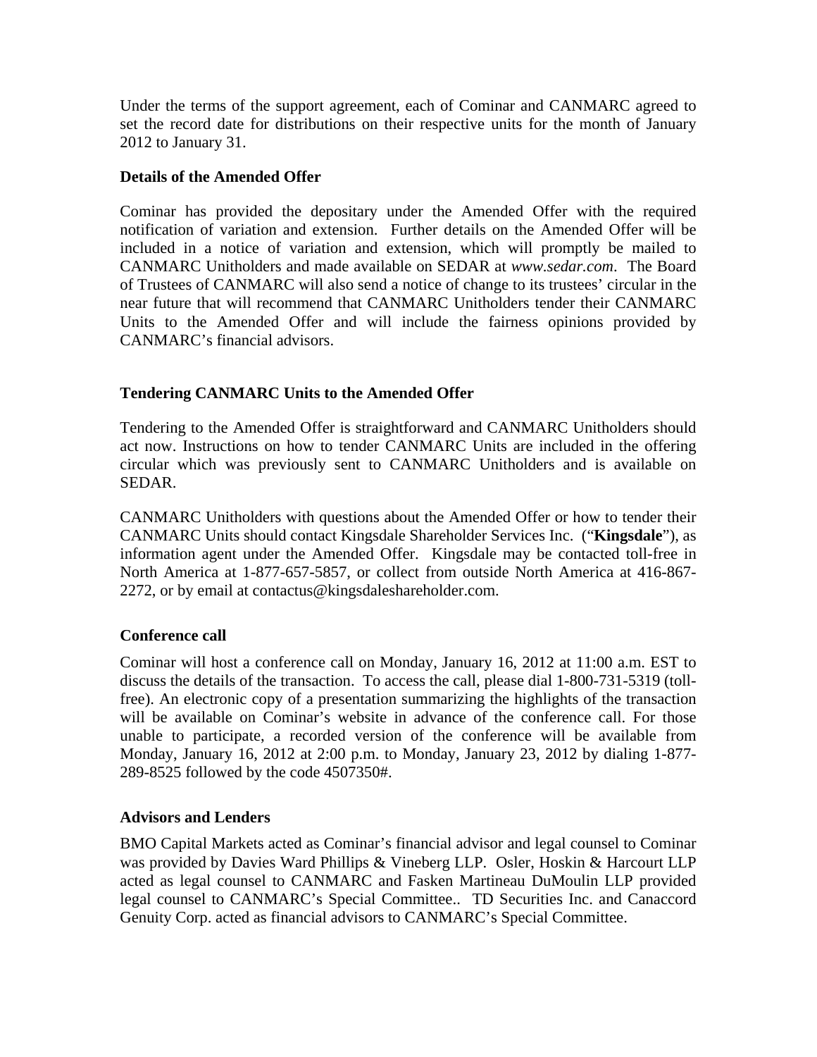Under the terms of the support agreement, each of Cominar and CANMARC agreed to set the record date for distributions on their respective units for the month of January 2012 to January 31.

**Details of the Amended Offer**

Cominar has provided the depositary under the Amended Offer with the required notification of variation and extension. Further details on the Amended Offer will be included in a notice of variation and extension, which will promptly be mailed to CANMARC Unitholders and made available on SEDAR at *www.sedar.com*. The Board of Trustees of CANMARC will also send a notice of change to its trustees' circular in the near future that will recommend that CANMARC Unitholders tender their CANMARC Units to the Amended Offer and will include the fairness opinions provided by CANMARC's financial advisors.

**Tendering CANMARC Units to the Amended Offer**

Tendering to the Amended Offer is straightforward and CANMARC Unitholders should act now. Instructions on how to tender CANMARC Units are included in the offering circular which was previously sent to CANMARC Unitholders and is available on SEDAR.

CANMARC Unitholders with questions about the Amended Offer or how to tender their CANMARC Units should contact Kingsdale Shareholder Services Inc. ("**Kingsdale**"), as information agent under the Amended Offer. Kingsdale may be contacted toll-free in North America at 1-877-657-5857, or collect from outside North America at 416-867-2272, or by email at contactus@kingsdaleshareholder.com.

**Conference call**

Cominar will host a conference call on Monday, January 16, 2012 at 11:00 a.m. EST to discuss the details of the transaction. To access the call, please dial 1-800-731-5319 (toll-free). An electronic copy of a presentation summarizing the highlights of the transaction will be available on Cominar's website in advance of the conference call. For those unable to participate, a recorded version of the conference will be available from Monday, January 16, 2012 at 2:00 p.m. to Monday, January 23, 2012 by dialing 1-877-289-8525 followed by the code 4507350#.

**Advisors and Lenders**

BMO Capital Markets acted as Cominar's financial advisor and legal counsel to Cominar was provided by Davies Ward Phillips & Vineberg LLP. Osler, Hoskin & Harcourt LLP acted as legal counsel to CANMARC and Fasken Martineau DuMoulin LLP provided legal counsel to CANMARC's Special Committee.. TD Securities Inc. and Canaccord Genuity Corp. acted as financial advisors to CANMARC's Special Committee.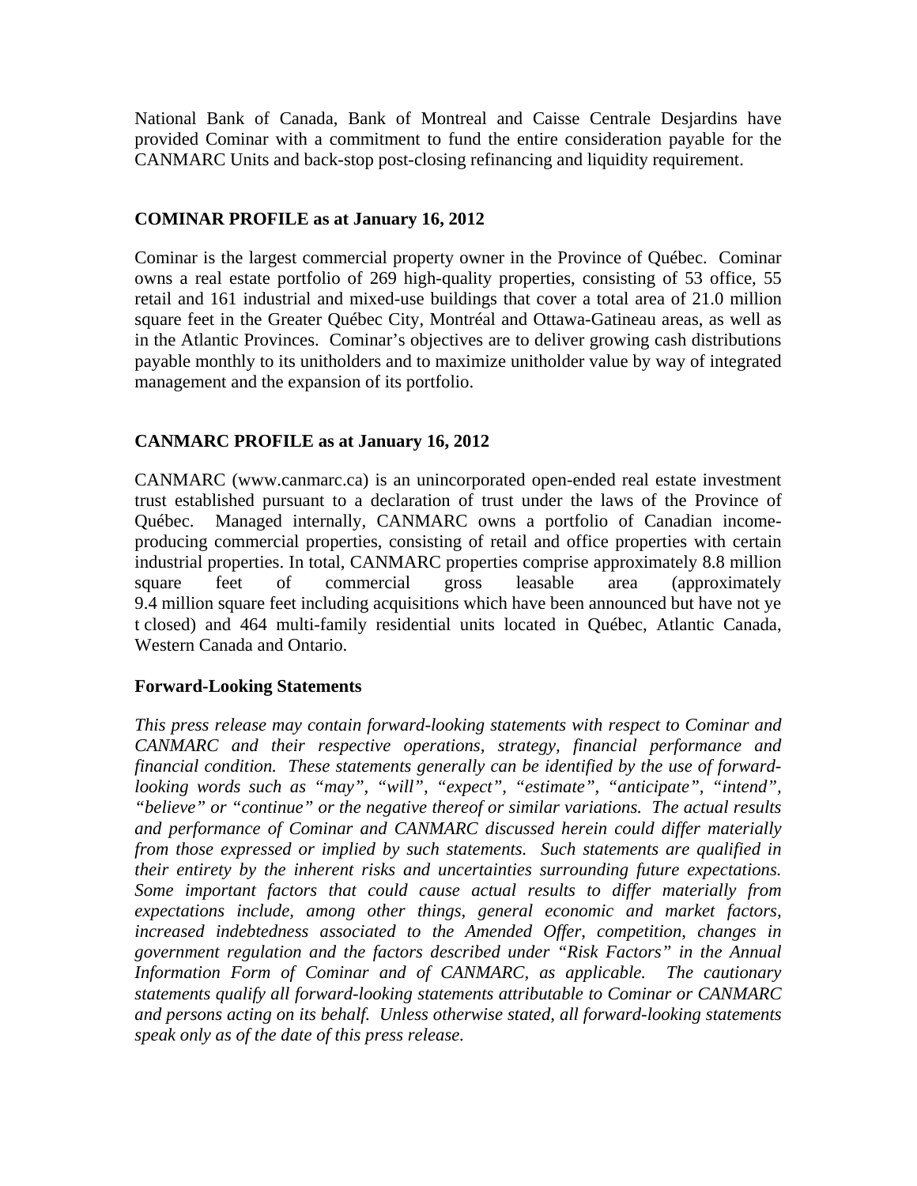National Bank of Canada, Bank of Montreal and Caisse Centrale Desjardins have provided Cominar with a commitment to fund the entire consideration payable for the CANMARC Units and back-stop post-closing refinancing and liquidity requirement.

## COMINAR PROFILE as at January 16, 2012

Cominar is the largest commercial property owner in the Province of Québec. Cominar owns a real estate portfolio of 269 high-quality properties, consisting of 53 office, 55 retail and 161 industrial and mixed-use buildings that cover a total area of 21.0 million square feet in the Greater Québec City, Montréal and Ottawa-Gatineau areas, as well as in the Atlantic Provinces. Cominar's objectives are to deliver growing cash distributions payable monthly to its unitholders and to maximize unitholder value by way of integrated management and the expansion of its portfolio.

## CANMARC PROFILE as at January 16, 2012

CANMARC (www.canmarc.ca) is an unincorporated open-ended real estate investment trust established pursuant to a declaration of trust under the laws of the Province of Québec. Managed internally, CANMARC owns a portfolio of Canadian income-producing commercial properties, consisting of retail and office properties with certain industrial properties. In total, CANMARC properties comprise approximately 8.8 million square feet of commercial gross leasable area (approximately 9.4 million square feet including acquisitions which have been announced but have not ye t closed) and 464 multi-family residential units located in Québec, Atlantic Canada, Western Canada and Ontario.

## Forward-Looking Statements

*This press release may contain forward-looking statements with respect to Cominar and CANMARC and their respective operations, strategy, financial performance and financial condition. These statements generally can be identified by the use of forward-looking words such as "may", "will", "expect", "estimate", "anticipate", "intend", "believe" or "continue" or the negative thereof or similar variations. The actual results and performance of Cominar and CANMARC discussed herein could differ materially from those expressed or implied by such statements. Such statements are qualified in their entirety by the inherent risks and uncertainties surrounding future expectations. Some important factors that could cause actual results to differ materially from expectations include, among other things, general economic and market factors, increased indebtedness associated to the Amended Offer, competition, changes in government regulation and the factors described under "Risk Factors" in the Annual Information Form of Cominar and of CANMARC, as applicable. The cautionary statements qualify all forward-looking statements attributable to Cominar or CANMARC and persons acting on its behalf. Unless otherwise stated, all forward-looking statements speak only as of the date of this press release.*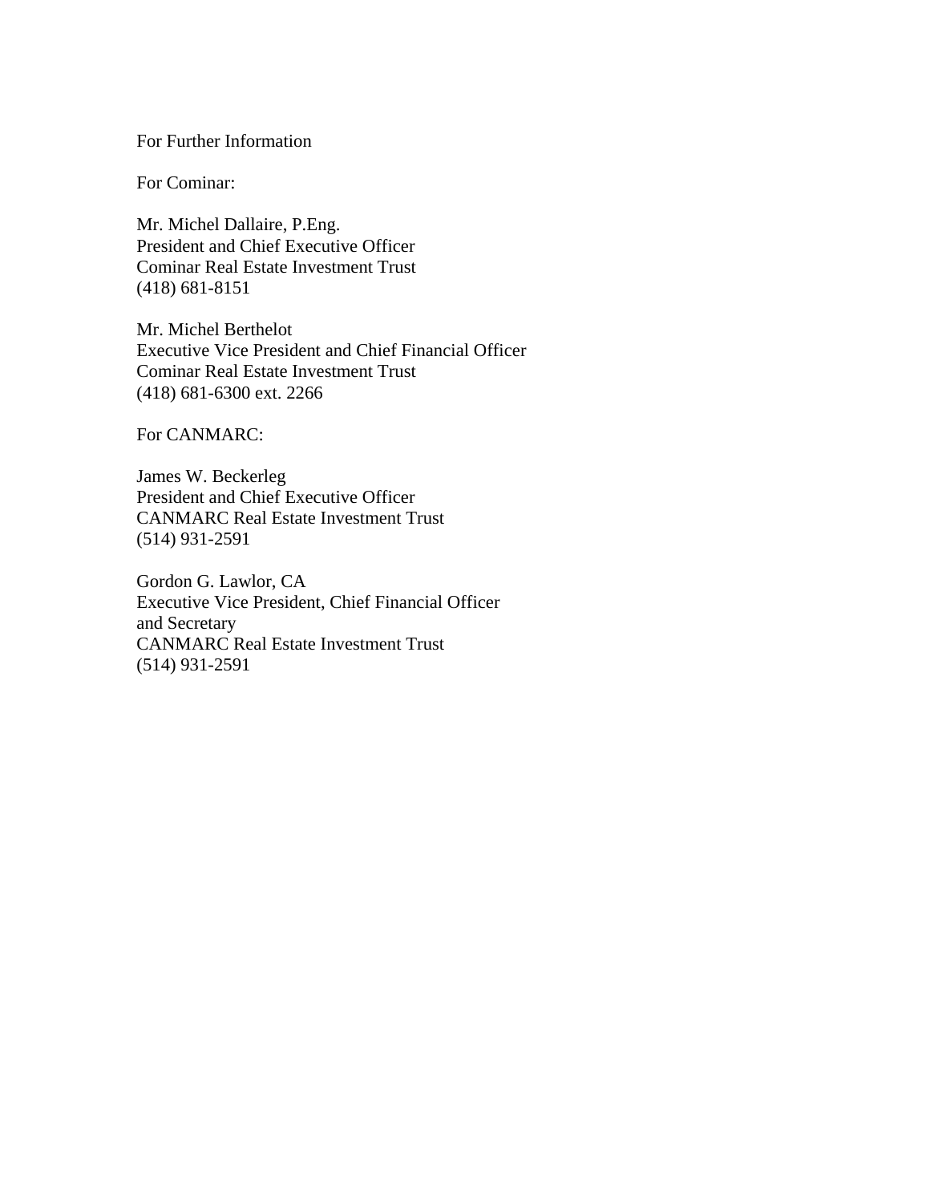For Further Information

For Cominar:

Mr. Michel Dallaire, P.Eng.
President and Chief Executive Officer
Cominar Real Estate Investment Trust
(418) 681-8151

Mr. Michel Berthelot
Executive Vice President and Chief Financial Officer
Cominar Real Estate Investment Trust
(418) 681-6300 ext. 2266

For CANMARC:

James W. Beckerleg
President and Chief Executive Officer
CANMARC Real Estate Investment Trust
(514) 931-2591

Gordon G. Lawlor, CA
Executive Vice President, Chief Financial Officer
and Secretary
CANMARC Real Estate Investment Trust
(514) 931-2591